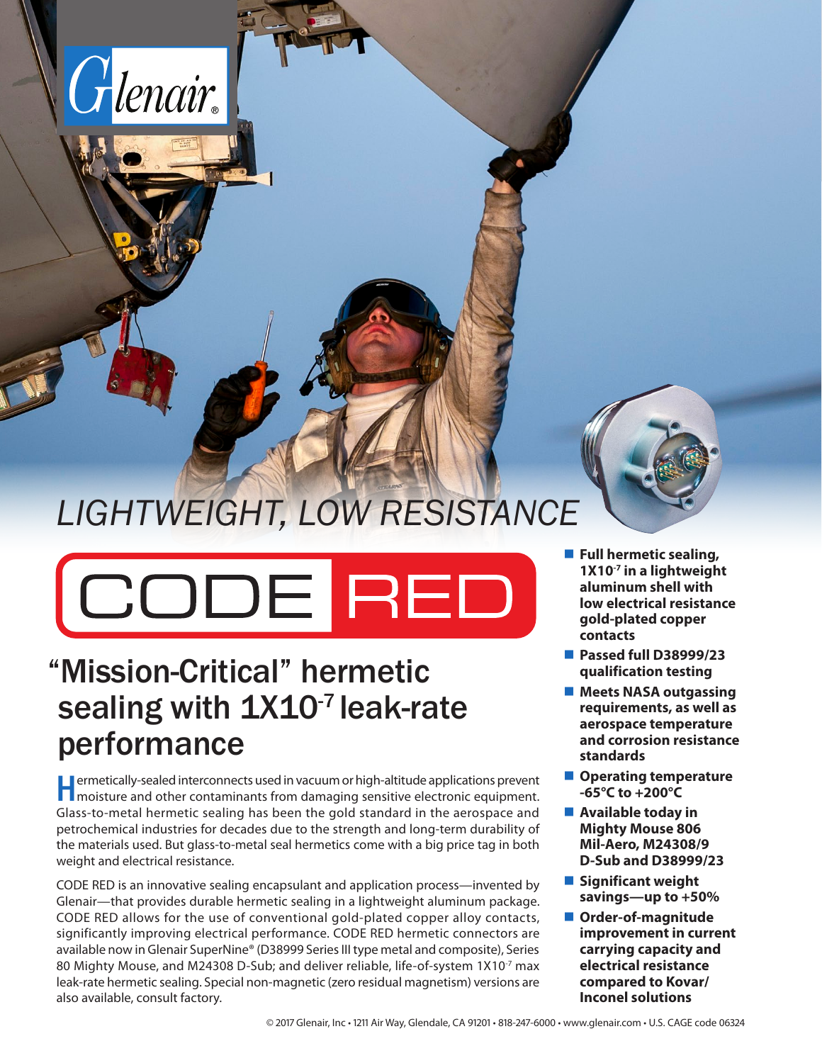Glenair®

LIGHTWEIGHT, LOW RESISTANCE

# CODE RED

## “Mission-Critical” hermetic sealing with 1X10$^{-7}$ leak-rate performance

Hermetically-sealed interconnects used in vacuum or high-altitude applications prevent moisture and other contaminants from damaging sensitive electronic equipment. Glass-to-metal hermetic sealing has been the gold standard in the aerospace and petrochemical industries for decades due to the strength and long-term durability of the materials used. But glass-to-metal seal hermetics come with a big price tag in both weight and electrical resistance.

CODE RED is an innovative sealing encapsulant and application process—invented by Glenair—that provides durable hermetic sealing in a lightweight aluminum package. CODE RED allows for the use of conventional gold-plated copper alloy contacts, significantly improving electrical performance. CODE RED hermetic connectors are available now in Glenair SuperNine® (D38999 Series III type metal and composite), Series 80 Mighty Mouse, and M24308 D-Sub; and deliver reliable, life-of-system 1X10$^{-7}$ max leak-rate hermetic sealing. Special non-magnetic (zero residual magnetism) versions are also available, consult factory.

- **Full hermetic sealing, 1X10$^{-7}$ in a lightweight aluminum shell with low electrical resistance gold-plated copper contacts**
- **Passed full D38999/23 qualification testing**
- **Meets NASA outgassing requirements, as well as aerospace temperature and corrosion resistance standards**
- **Operating temperature -65°C to +200°C**
- **Available today in Mighty Mouse 806 Mil-Aero, M24308/9 D-Sub and D38999/23**
- **Significant weight savings—up to +50%**
- **Order-of-magnitude improvement in current carrying capacity and electrical resistance compared to Kovar/ Inconel solutions**

© 2017 Glenair, Inc • 1211 Air Way, Glendale, CA 91201 • 818-247-6000 • www.glenair.com • U.S. CAGE code 06324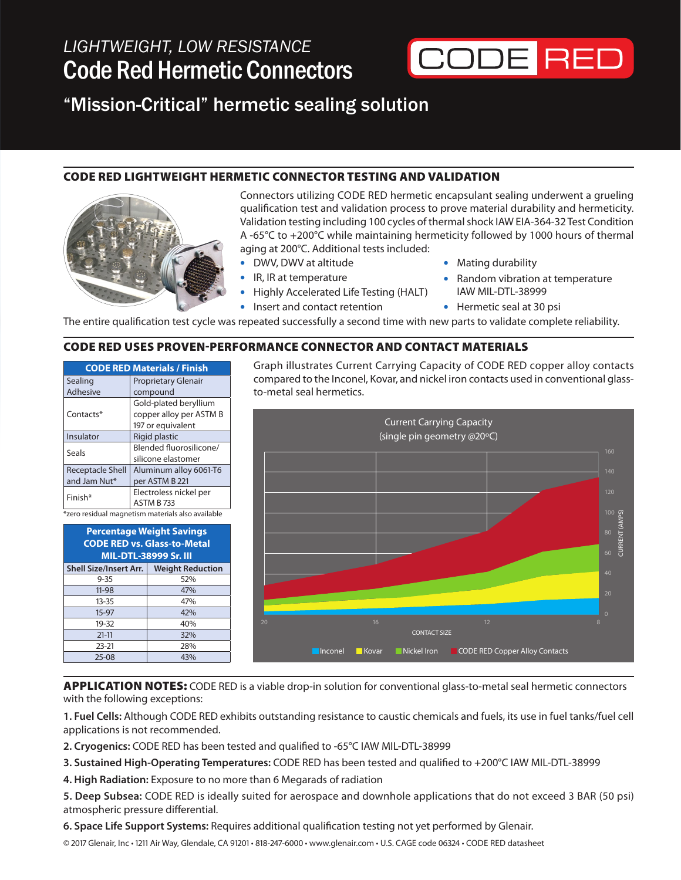*LIGHTWEIGHT, LOW RESISTANCE*

# Code Red Hermetic Connectors

CODE RED

## “Mission-Critical” hermetic sealing solution

### CODE RED LIGHTWEIGHT HERMETIC CONNECTOR TESTING AND VALIDATION

Connectors utilizing CODE RED hermetic encapsulant sealing underwent a grueling qualification test and validation process to prove material durability and hermeticity. Validation testing including 100 cycles of thermal shock IAW EIA-364-32 Test Condition A -65°C to +200°C while maintaining hermeticity followed by 1000 hours of thermal aging at 200°C. Additional tests included:

- DWV, DWV at altitude
- IR, IR at temperature
- Highly Accelerated Life Testing (HALT)
- Insert and contact retention
- Mating durability
- Random vibration at temperature IAW MIL-DTL-38999
- Hermetic seal at 30 psi

The entire qualification test cycle was repeated successfully a second time with new parts to validate complete reliability.

### CODE RED USES PROVEN-PERFORMANCE CONNECTOR AND CONTACT MATERIALS

| CODE RED Materials / Finish | |
|---|---|
| Sealing Adhesive | Proprietary Glenair compound |
| Contacts* | Gold-plated beryllium copper alloy per ASTM B 197 or equivalent |
| Insulator | Rigid plastic |
| Seals | Blended fluorosilicone/ silicone elastomer |
| Receptacle Shell and Jam Nut* | Aluminum alloy 6061-T6 per ASTM B 221 |
| Finish* | Electroless nickel per ASTM B 733 |

*zero residual magnetism materials also available

| Percentage Weight Savings CODE RED vs. Glass-to-Metal MIL-DTL-38999 Sr. III | |
|---|---|
| **Shell Size/Insert Arr.** | **Weight Reduction** |
| 9-35 | 52% |
| 11-98 | 47% |
| 13-35 | 47% |
| 15-97 | 42% |
| 19-32 | 40% |
| 21-11 | 32% |
| 23-21 | 28% |
| 25-08 | 43% |

Graph illustrates Current Carrying Capacity of CODE RED copper alloy contacts compared to the Inconel, Kovar, and nickel iron contacts used in conventional glass-to-metal seal hermetics.

Current Carrying Capacity
(single pin geometry @20ºC)

CURRENT (AMPS): 0, 20, 40, 60, 80, 100, 120, 140, 160

CONTACT SIZE: 20, 16, 12, 8

Inconel, Kovar, Nickel Iron, CODE RED Copper Alloy Contacts

**APPLICATION NOTES:** CODE RED is a viable drop-in solution for conventional glass-to-metal seal hermetic connectors with the following exceptions:

**1. Fuel Cells:** Although CODE RED exhibits outstanding resistance to caustic chemicals and fuels, its use in fuel tanks/fuel cell applications is not recommended.

**2. Cryogenics:** CODE RED has been tested and qualified to -65°C IAW MIL-DTL-38999

**3. Sustained High-Operating Temperatures:** CODE RED has been tested and qualified to +200°C IAW MIL-DTL-38999

**4. High Radiation:** Exposure to no more than 6 Megarads of radiation

**5. Deep Subsea:** CODE RED is ideally suited for aerospace and downhole applications that do not exceed 3 BAR (50 psi) atmospheric pressure differential.

**6. Space Life Support Systems:** Requires additional qualification testing not yet performed by Glenair.

© 2017 Glenair, Inc • 1211 Air Way, Glendale, CA 91201 • 818-247-6000 • www.glenair.com • U.S. CAGE code 06324 • CODE RED datasheet